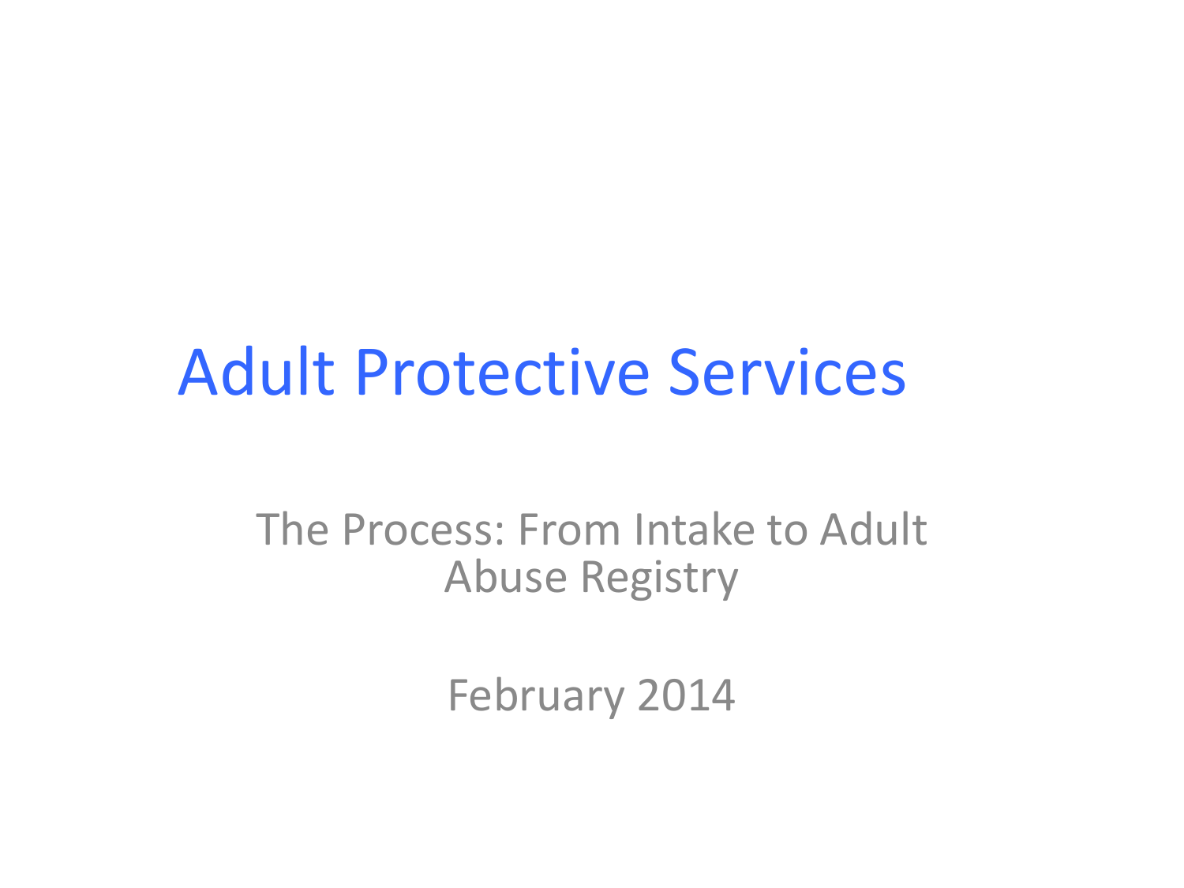# Adult Protective Services

The Process: From Intake to Adult Abuse Registry

February 2014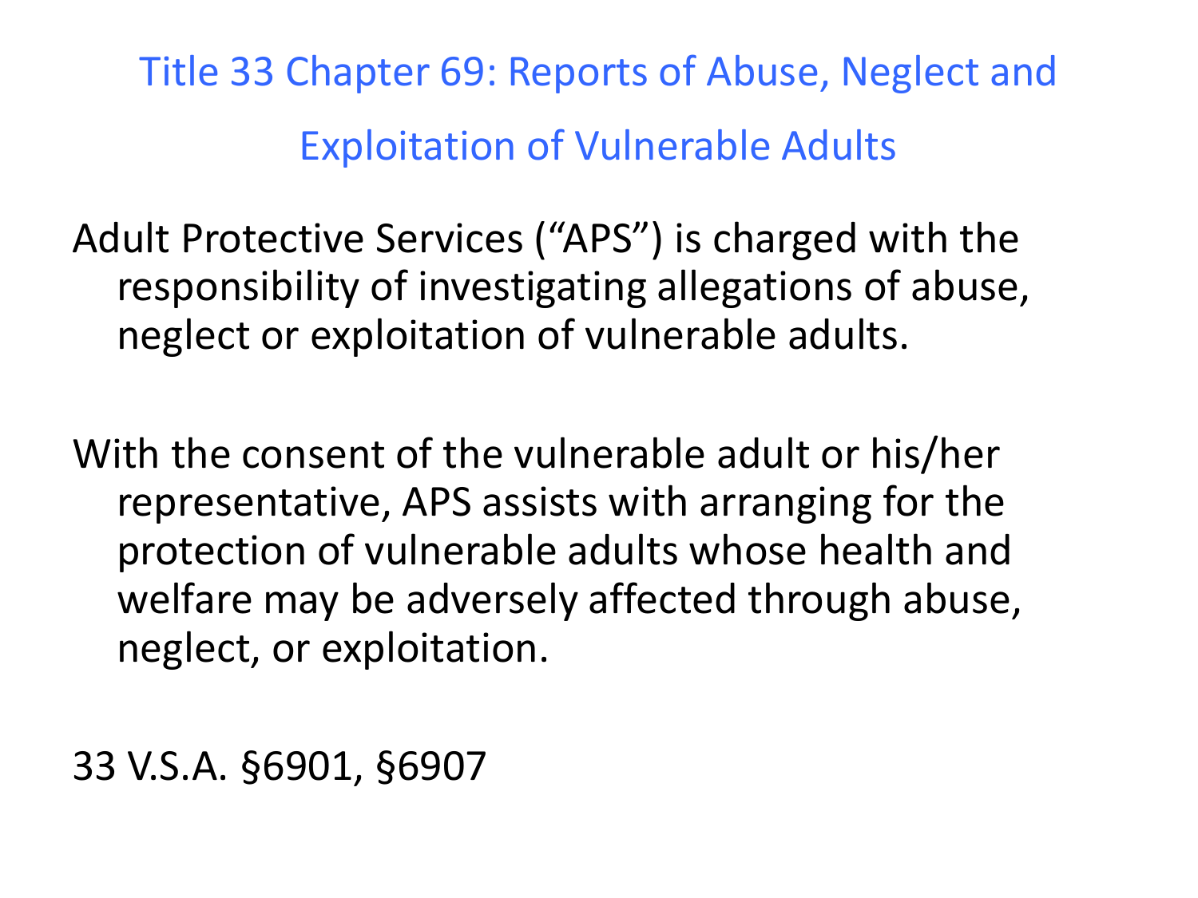# Title 33 Chapter 69: Reports of Abuse, Neglect and Exploitation of Vulnerable Adults

Adult Protective Services ("APS") is charged with the responsibility of investigating allegations of abuse, neglect or exploitation of vulnerable adults.

With the consent of the vulnerable adult or his/her representative, APS assists with arranging for the protection of vulnerable adults whose health and welfare may be adversely affected through abuse, neglect, or exploitation.

33 V.S.A. §6901, §6907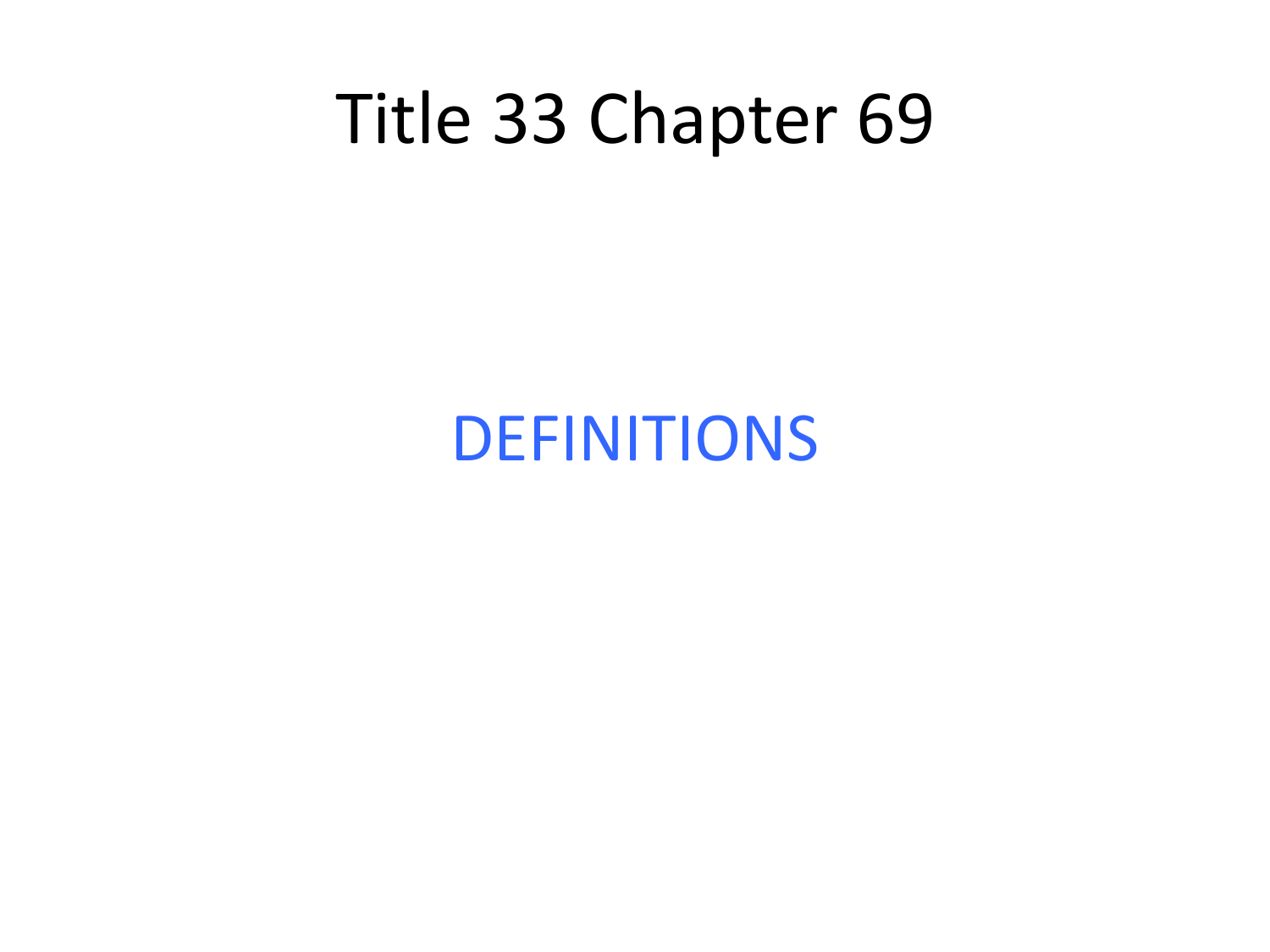# Title 33 Chapter 69

DEFINITIONS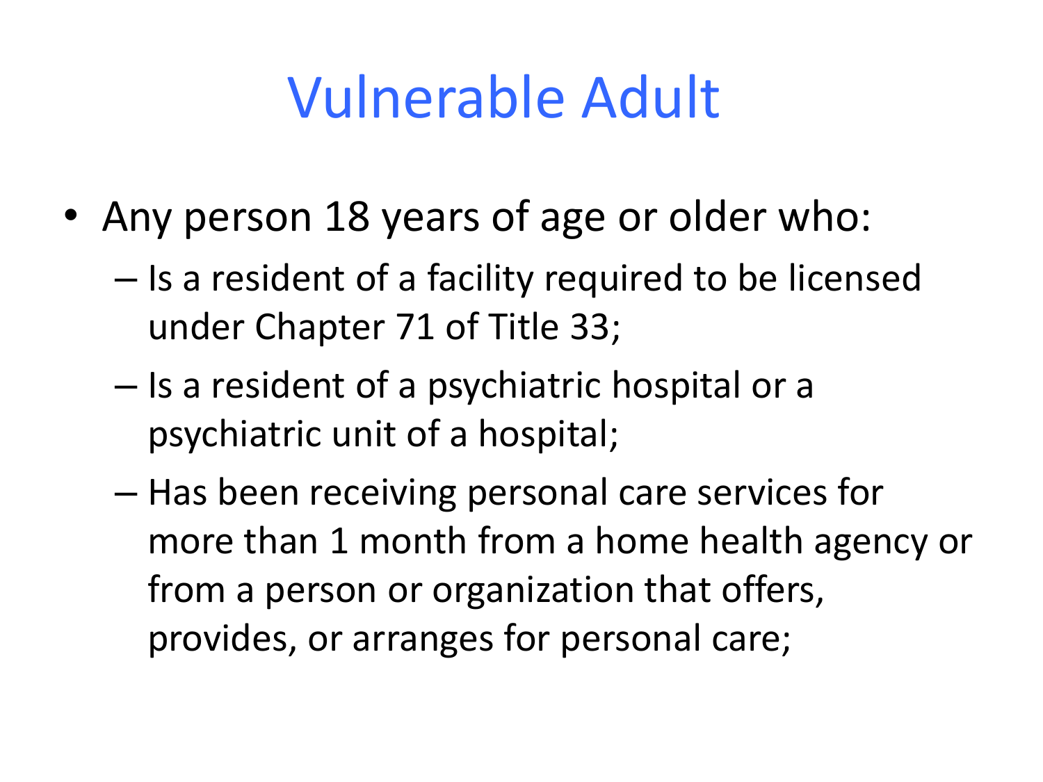# Vulnerable Adult

- Any person 18 years of age or older who:
  - Is a resident of a facility required to be licensed under Chapter 71 of Title 33;
  - Is a resident of a psychiatric hospital or a psychiatric unit of a hospital;
  - Has been receiving personal care services for more than 1 month from a home health agency or from a person or organization that offers, provides, or arranges for personal care;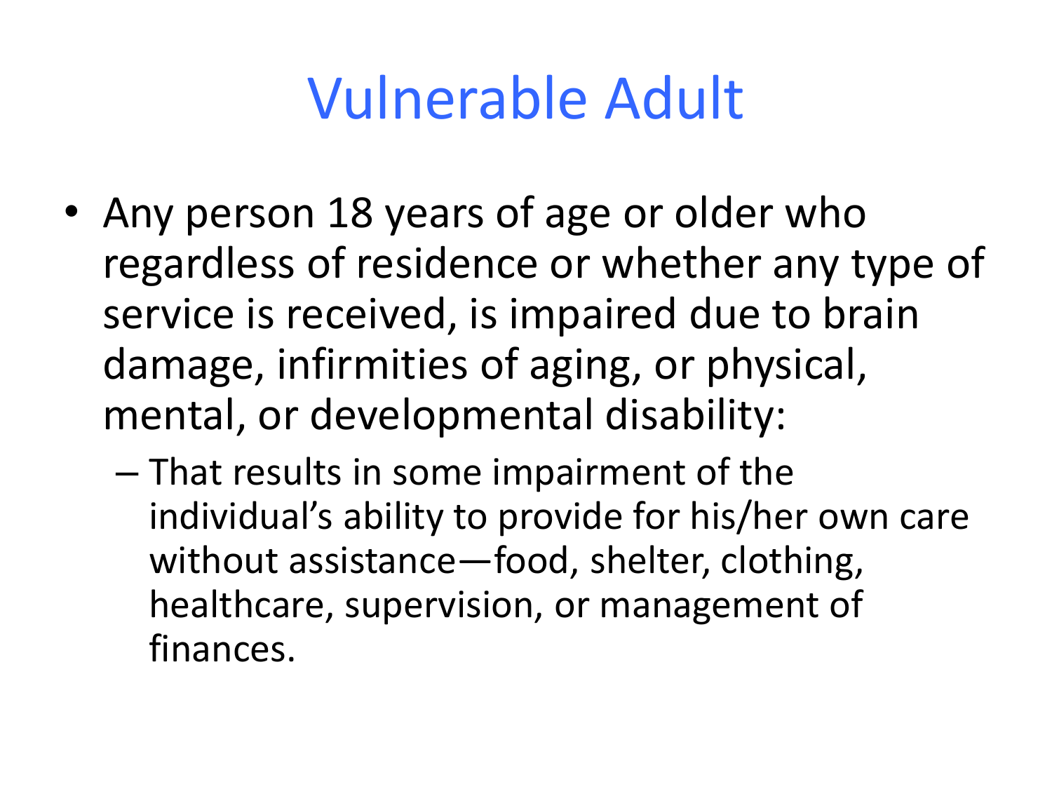# Vulnerable Adult

- Any person 18 years of age or older who regardless of residence or whether any type of service is received, is impaired due to brain damage, infirmities of aging, or physical, mental, or developmental disability:
  - That results in some impairment of the individual's ability to provide for his/her own care without assistance—food, shelter, clothing, healthcare, supervision, or management of finances.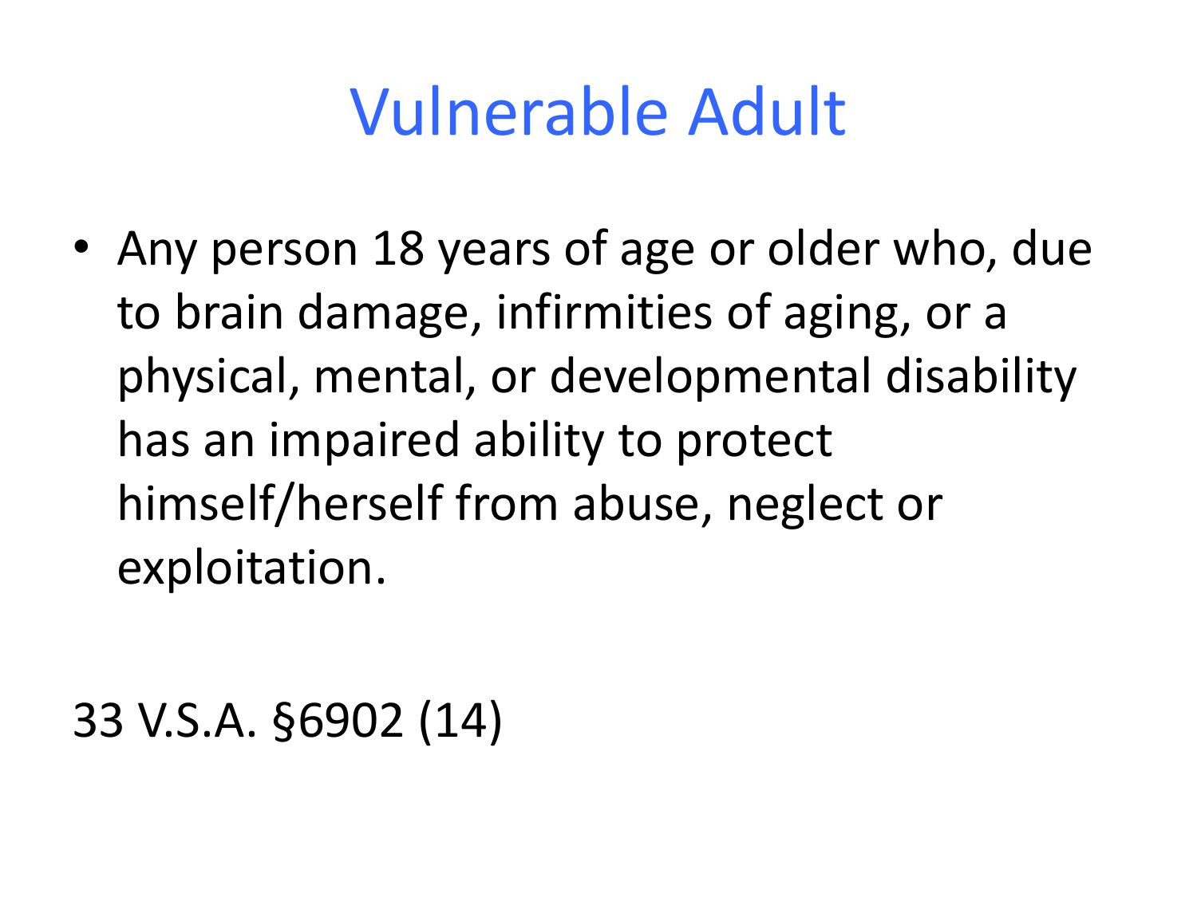# Vulnerable Adult

- Any person 18 years of age or older who, due to brain damage, infirmities of aging, or a physical, mental, or developmental disability has an impaired ability to protect himself/herself from abuse, neglect or exploitation.

33 V.S.A. §6902 (14)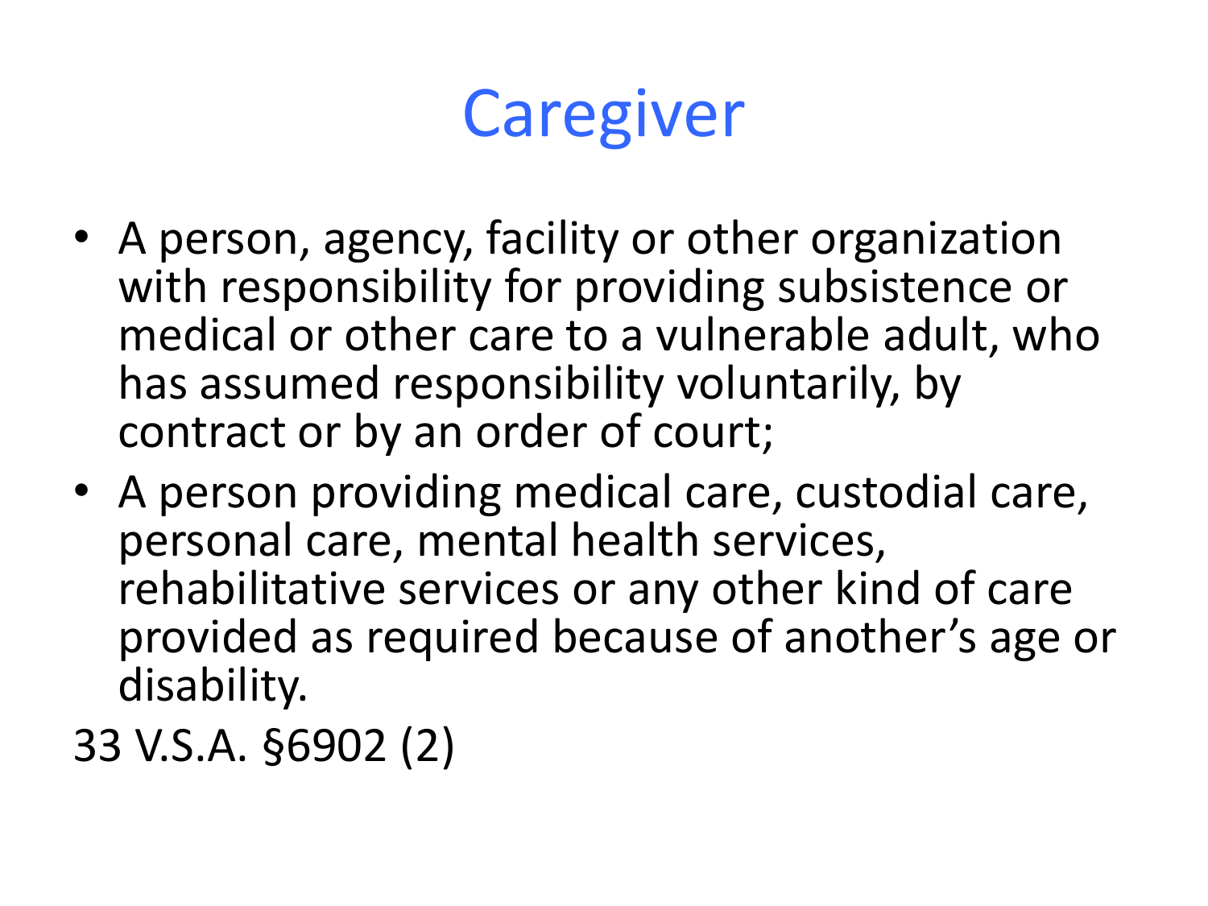# Caregiver

- A person, agency, facility or other organization with responsibility for providing subsistence or medical or other care to a vulnerable adult, who has assumed responsibility voluntarily, by contract or by an order of court;
- A person providing medical care, custodial care, personal care, mental health services, rehabilitative services or any other kind of care provided as required because of another's age or disability.

33 V.S.A. §6902 (2)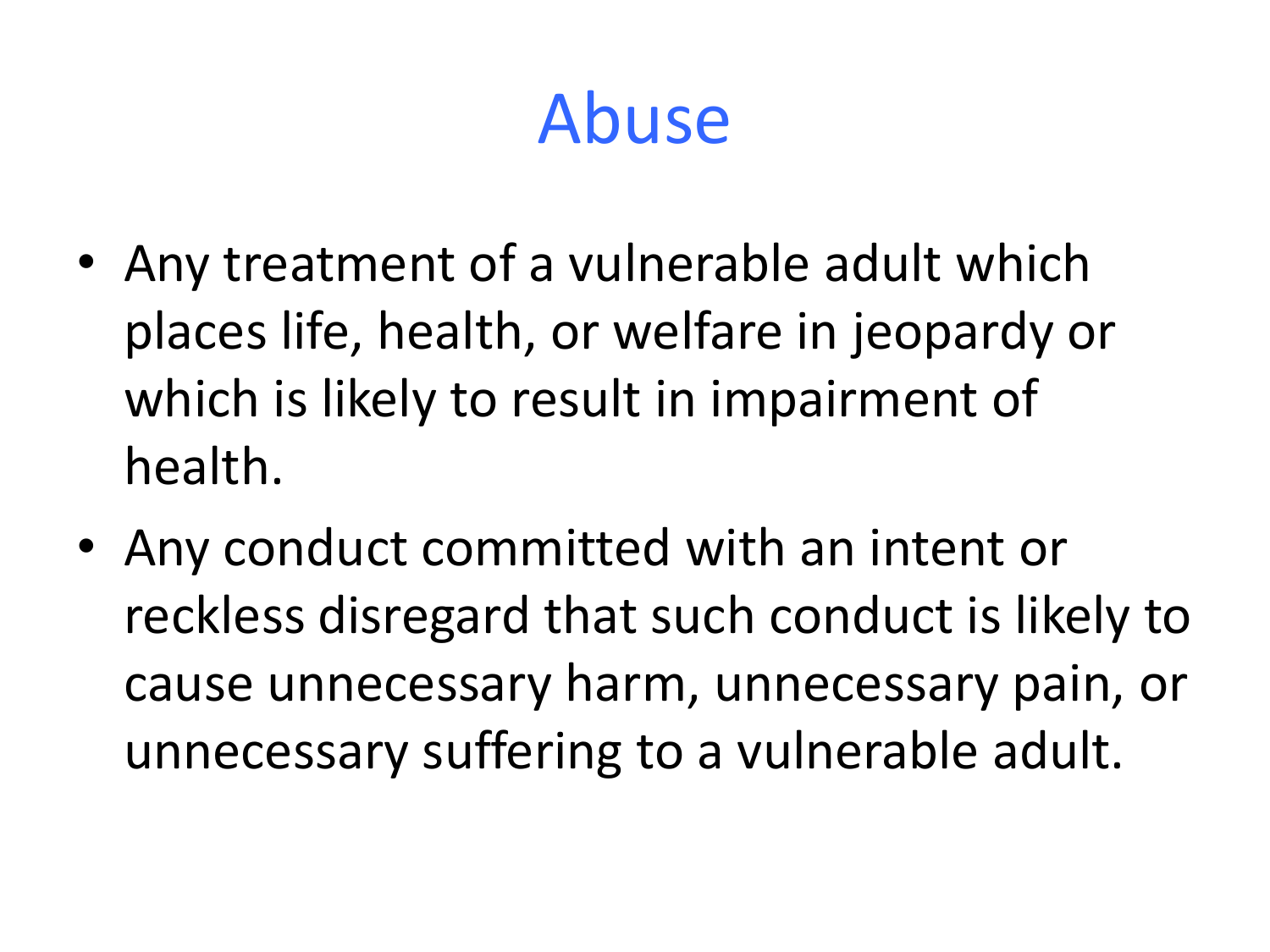# Abuse

- Any treatment of a vulnerable adult which places life, health, or welfare in jeopardy or which is likely to result in impairment of health.
- Any conduct committed with an intent or reckless disregard that such conduct is likely to cause unnecessary harm, unnecessary pain, or unnecessary suffering to a vulnerable adult.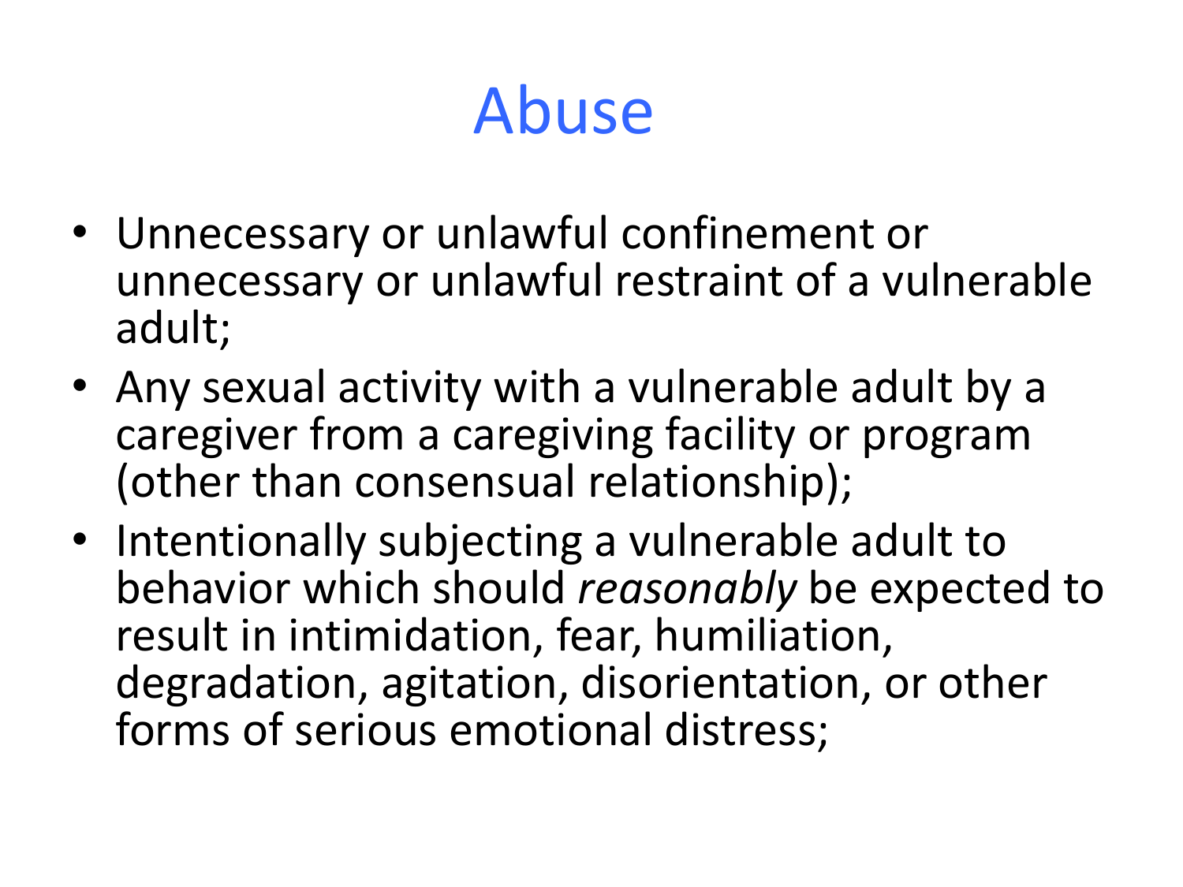# Abuse

- Unnecessary or unlawful confinement or unnecessary or unlawful restraint of a vulnerable adult;
- Any sexual activity with a vulnerable adult by a caregiver from a caregiving facility or program (other than consensual relationship);
- Intentionally subjecting a vulnerable adult to behavior which should *reasonably* be expected to result in intimidation, fear, humiliation, degradation, agitation, disorientation, or other forms of serious emotional distress;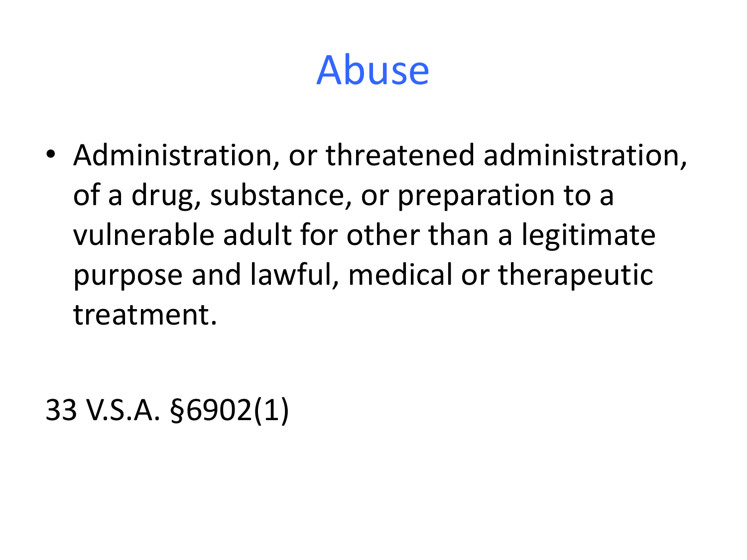# Abuse

- Administration, or threatened administration, of a drug, substance, or preparation to a vulnerable adult for other than a legitimate purpose and lawful, medical or therapeutic treatment.

33 V.S.A. §6902(1)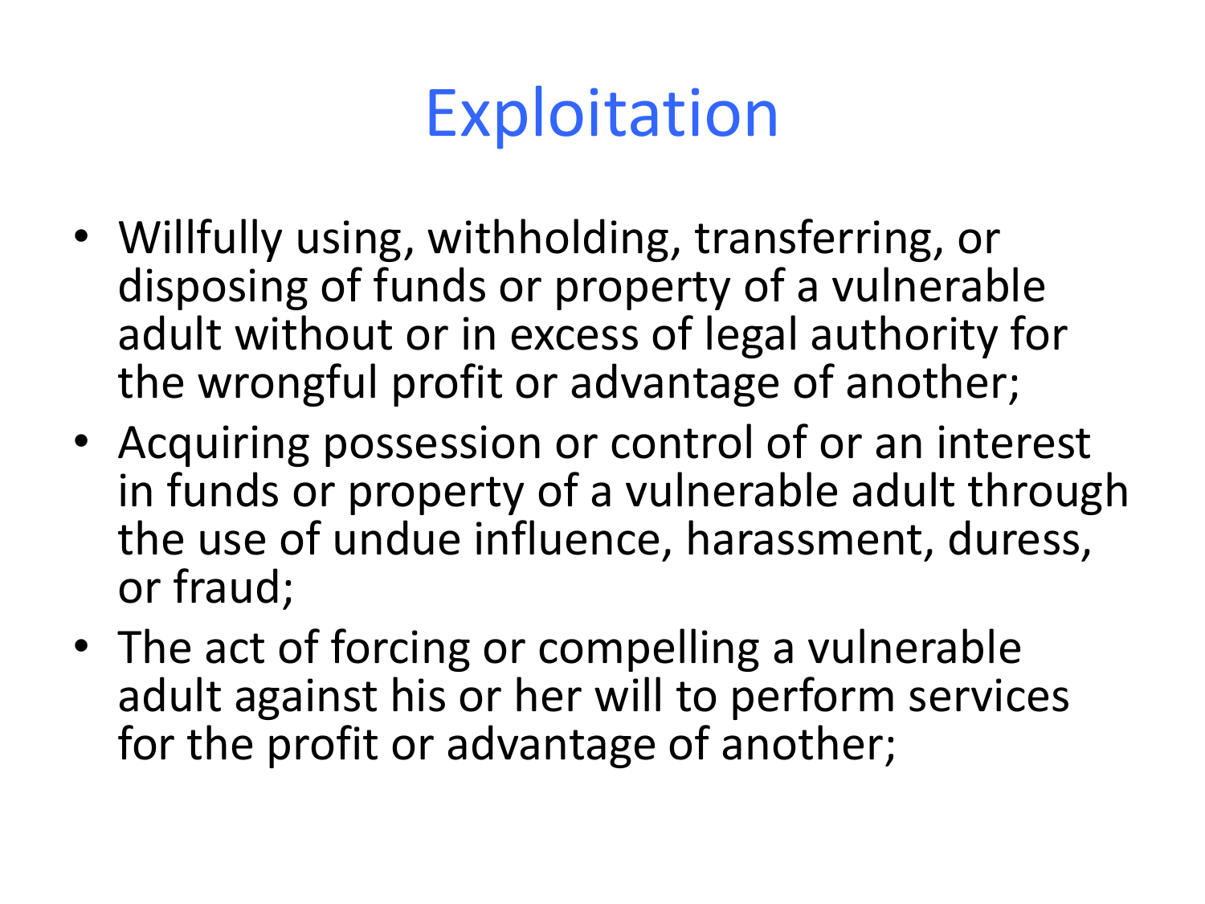# Exploitation

- Willfully using, withholding, transferring, or disposing of funds or property of a vulnerable adult without or in excess of legal authority for the wrongful profit or advantage of another;
- Acquiring possession or control of or an interest in funds or property of a vulnerable adult through the use of undue influence, harassment, duress, or fraud;
- The act of forcing or compelling a vulnerable adult against his or her will to perform services for the profit or advantage of another;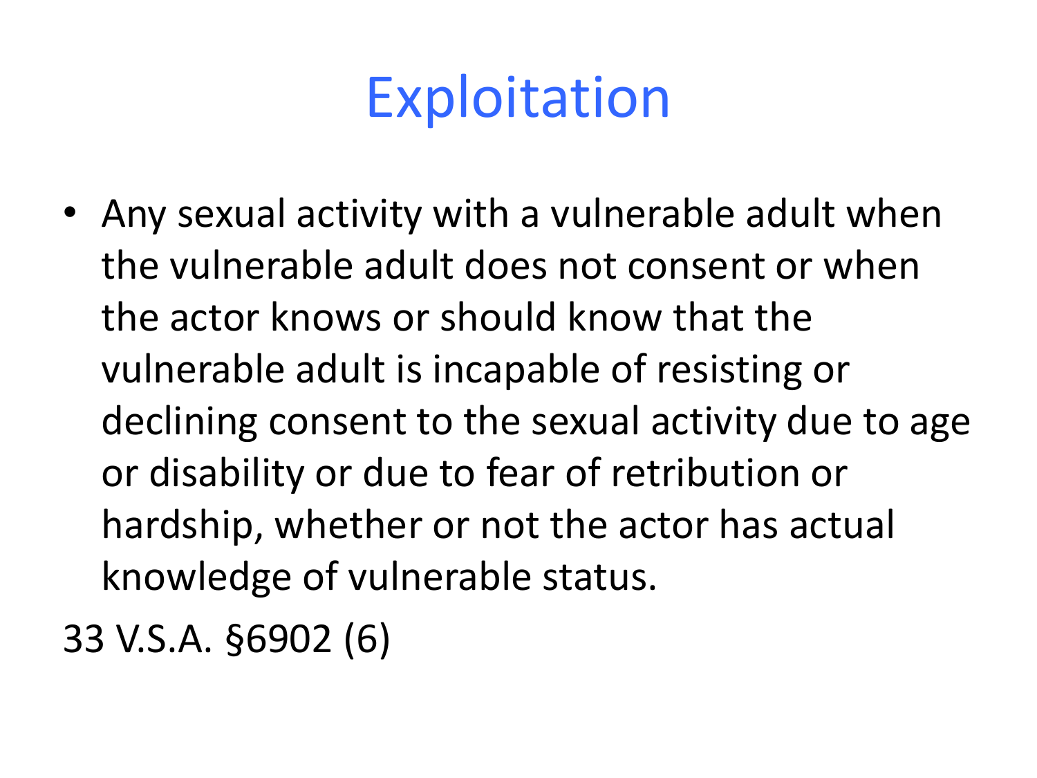# Exploitation

- Any sexual activity with a vulnerable adult when the vulnerable adult does not consent or when the actor knows or should know that the vulnerable adult is incapable of resisting or declining consent to the sexual activity due to age or disability or due to fear of retribution or hardship, whether or not the actor has actual knowledge of vulnerable status.

33 V.S.A. §6902 (6)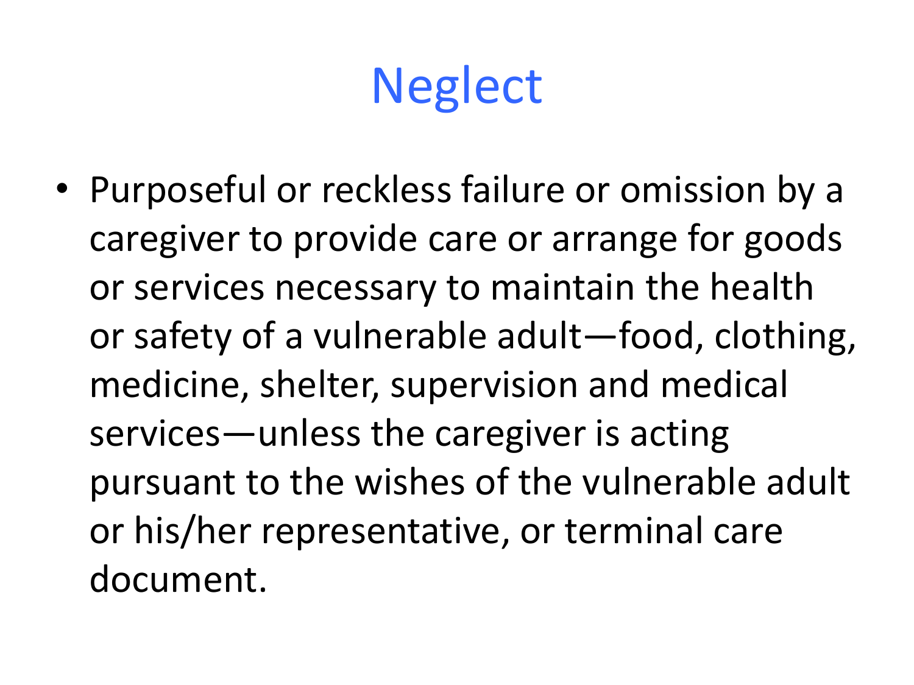# Neglect

- Purposeful or reckless failure or omission by a caregiver to provide care or arrange for goods or services necessary to maintain the health or safety of a vulnerable adult—food, clothing, medicine, shelter, supervision and medical services—unless the caregiver is acting pursuant to the wishes of the vulnerable adult or his/her representative, or terminal care document.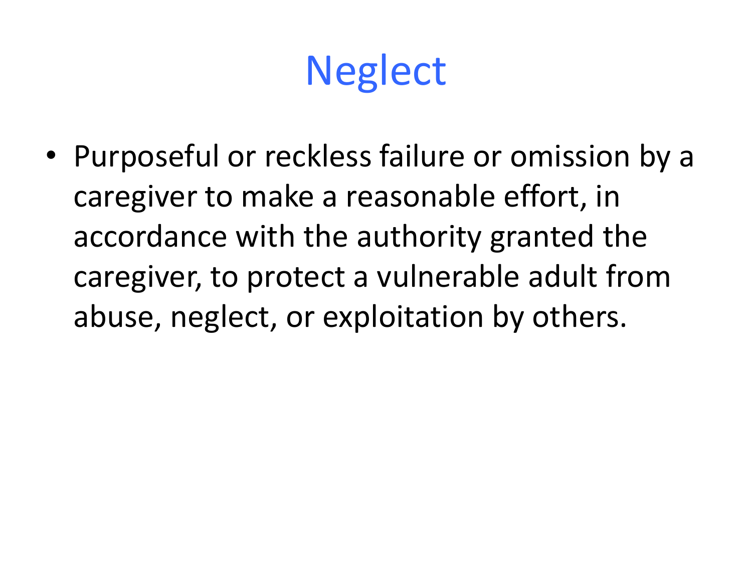# Neglect

- Purposeful or reckless failure or omission by a caregiver to make a reasonable effort, in accordance with the authority granted the caregiver, to protect a vulnerable adult from abuse, neglect, or exploitation by others.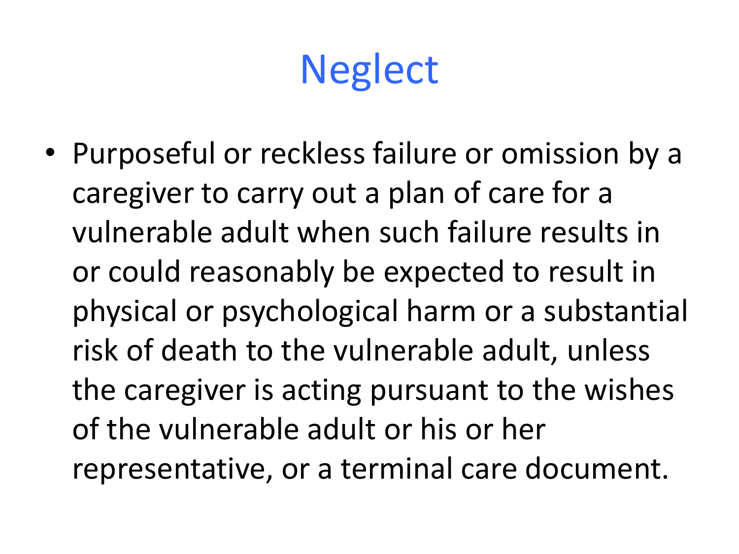# Neglect

- Purposeful or reckless failure or omission by a caregiver to carry out a plan of care for a vulnerable adult when such failure results in or could reasonably be expected to result in physical or psychological harm or a substantial risk of death to the vulnerable adult, unless the caregiver is acting pursuant to the wishes of the vulnerable adult or his or her representative, or a terminal care document.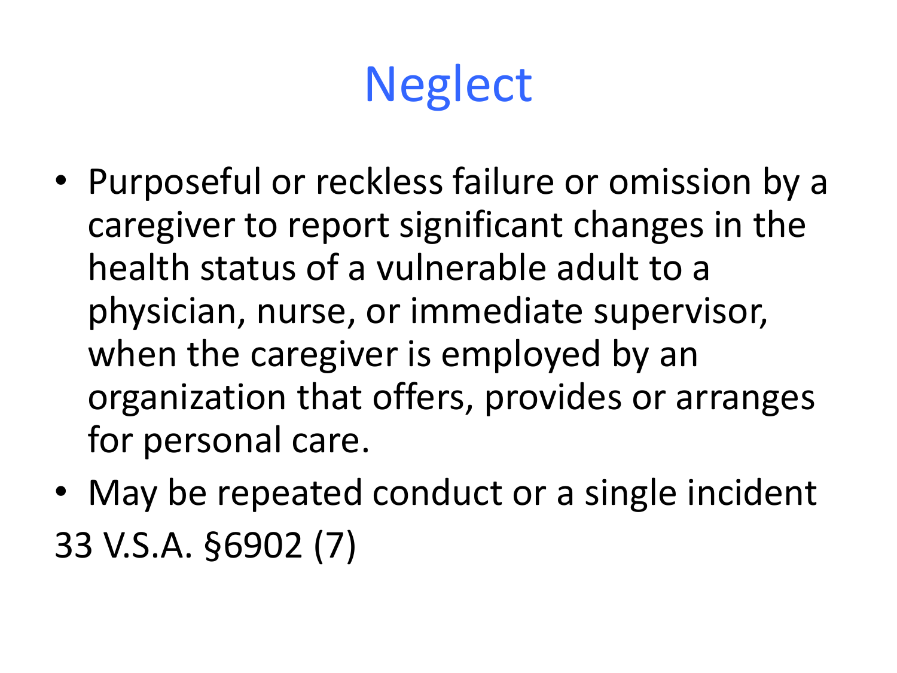# Neglect

- Purposeful or reckless failure or omission by a caregiver to report significant changes in the health status of a vulnerable adult to a physician, nurse, or immediate supervisor, when the caregiver is employed by an organization that offers, provides or arranges for personal care.
- May be repeated conduct or a single incident

33 V.S.A. §6902 (7)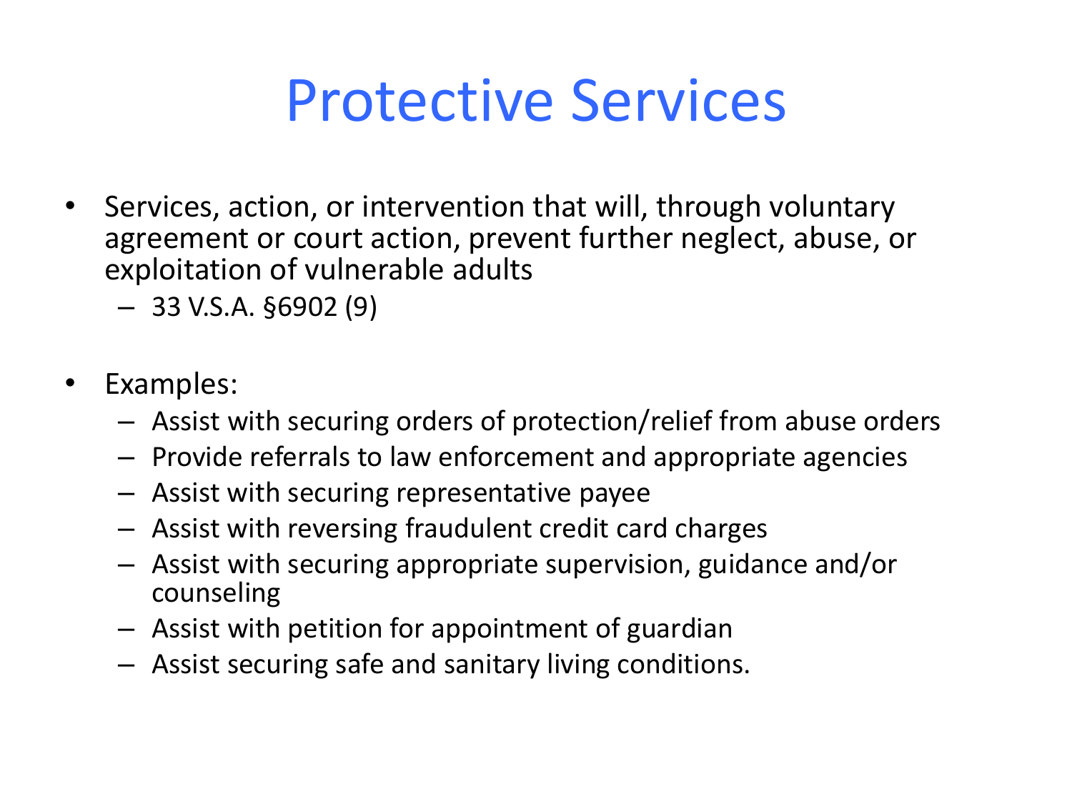# Protective Services

- Services, action, or intervention that will, through voluntary agreement or court action, prevent further neglect, abuse, or exploitation of vulnerable adults
  - 33 V.S.A. §6902 (9)

- Examples:
  - Assist with securing orders of protection/relief from abuse orders
  - Provide referrals to law enforcement and appropriate agencies
  - Assist with securing representative payee
  - Assist with reversing fraudulent credit card charges
  - Assist with securing appropriate supervision, guidance and/or counseling
  - Assist with petition for appointment of guardian
  - Assist securing safe and sanitary living conditions.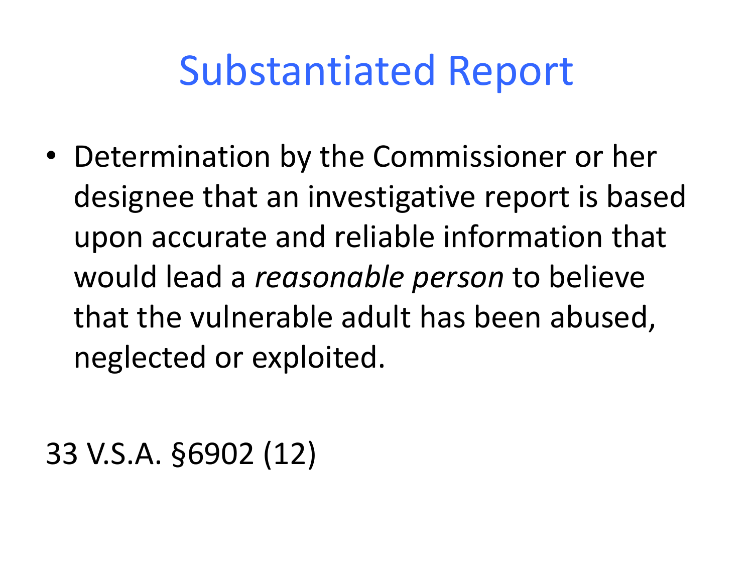# Substantiated Report

- Determination by the Commissioner or her designee that an investigative report is based upon accurate and reliable information that would lead a *reasonable person* to believe that the vulnerable adult has been abused, neglected or exploited.

33 V.S.A. §6902 (12)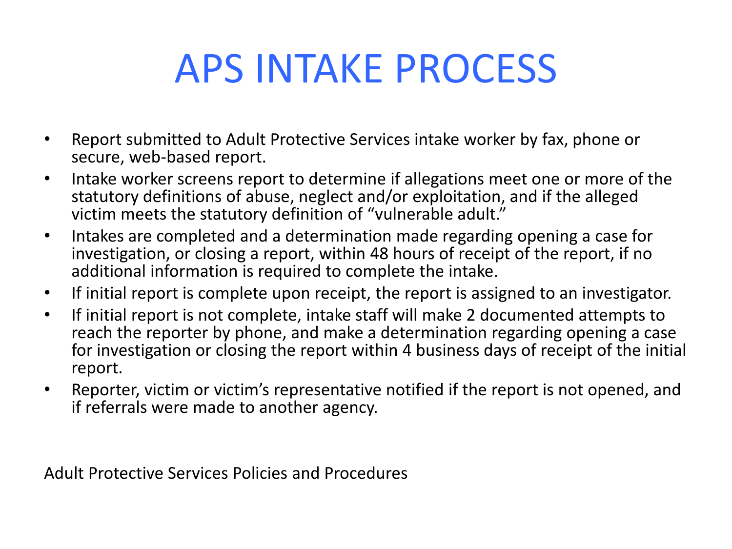# APS INTAKE PROCESS

- Report submitted to Adult Protective Services intake worker by fax, phone or secure, web-based report.
- Intake worker screens report to determine if allegations meet one or more of the statutory definitions of abuse, neglect and/or exploitation, and if the alleged victim meets the statutory definition of "vulnerable adult."
- Intakes are completed and a determination made regarding opening a case for investigation, or closing a report, within 48 hours of receipt of the report, if no additional information is required to complete the intake.
- If initial report is complete upon receipt, the report is assigned to an investigator.
- If initial report is not complete, intake staff will make 2 documented attempts to reach the reporter by phone, and make a determination regarding opening a case for investigation or closing the report within 4 business days of receipt of the initial report.
- Reporter, victim or victim's representative notified if the report is not opened, and if referrals were made to another agency.

Adult Protective Services Policies and Procedures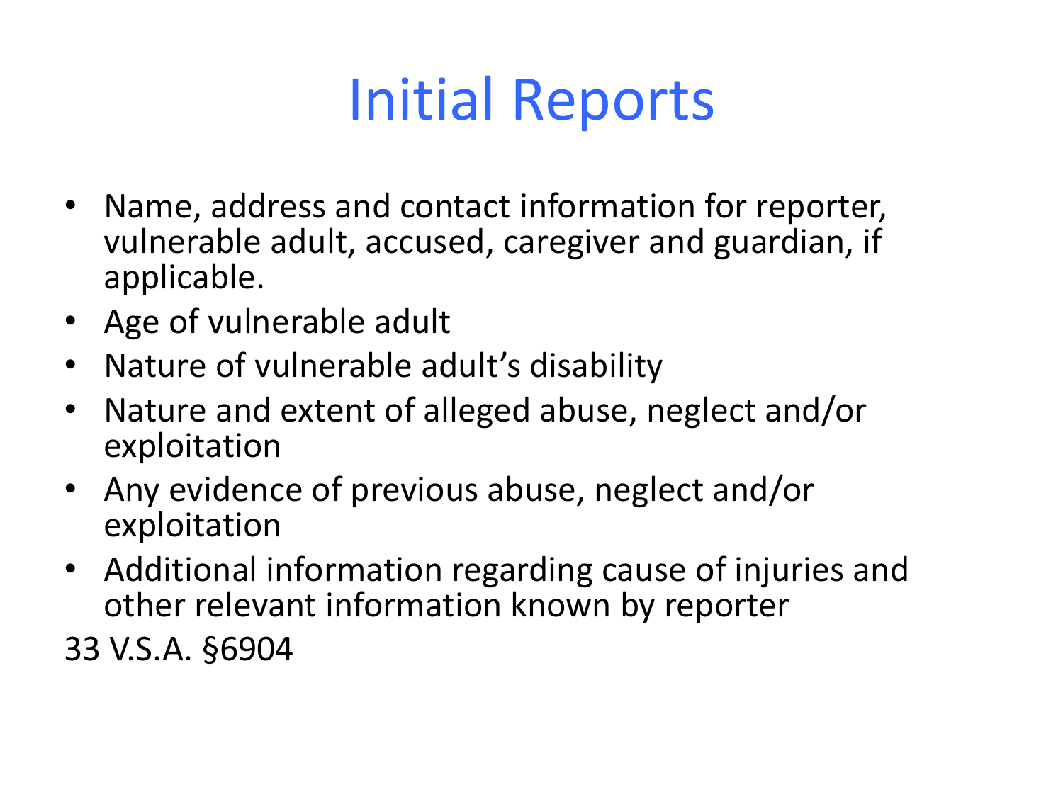# Initial Reports

- Name, address and contact information for reporter, vulnerable adult, accused, caregiver and guardian, if applicable.
- Age of vulnerable adult
- Nature of vulnerable adult's disability
- Nature and extent of alleged abuse, neglect and/or exploitation
- Any evidence of previous abuse, neglect and/or exploitation
- Additional information regarding cause of injuries and other relevant information known by reporter

33 V.S.A. §6904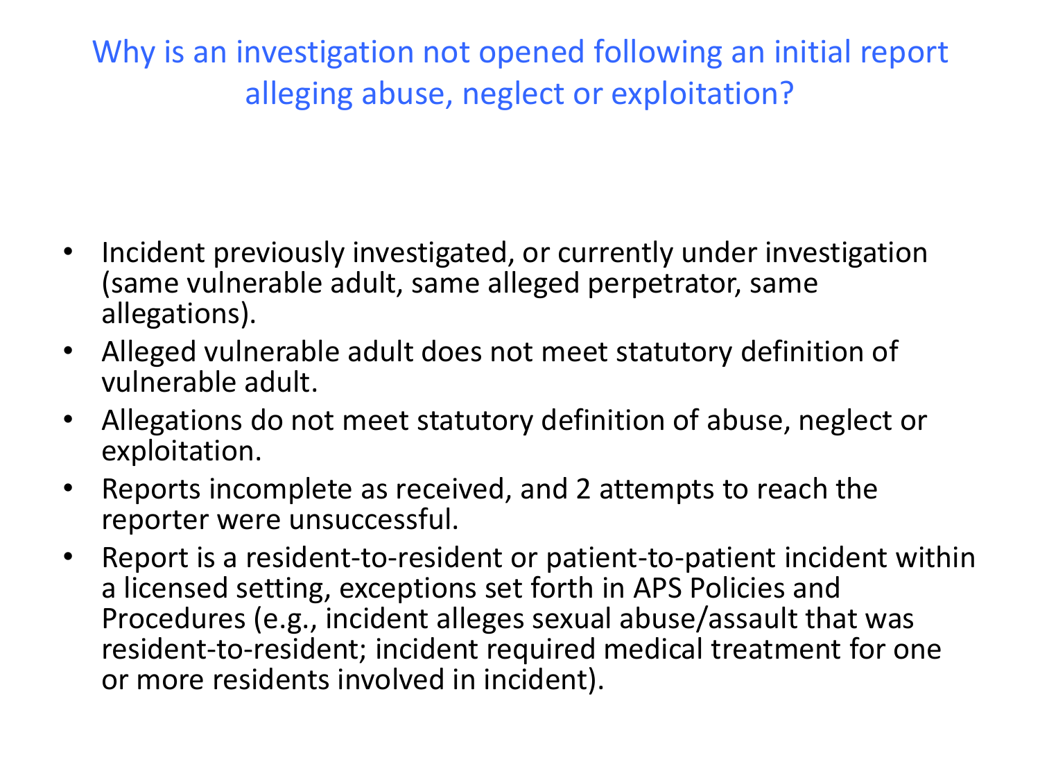# Why is an investigation not opened following an initial report alleging abuse, neglect or exploitation?

- Incident previously investigated, or currently under investigation (same vulnerable adult, same alleged perpetrator, same allegations).
- Alleged vulnerable adult does not meet statutory definition of vulnerable adult.
- Allegations do not meet statutory definition of abuse, neglect or exploitation.
- Reports incomplete as received, and 2 attempts to reach the reporter were unsuccessful.
- Report is a resident-to-resident or patient-to-patient incident within a licensed setting, exceptions set forth in APS Policies and Procedures (e.g., incident alleges sexual abuse/assault that was resident-to-resident; incident required medical treatment for one or more residents involved in incident).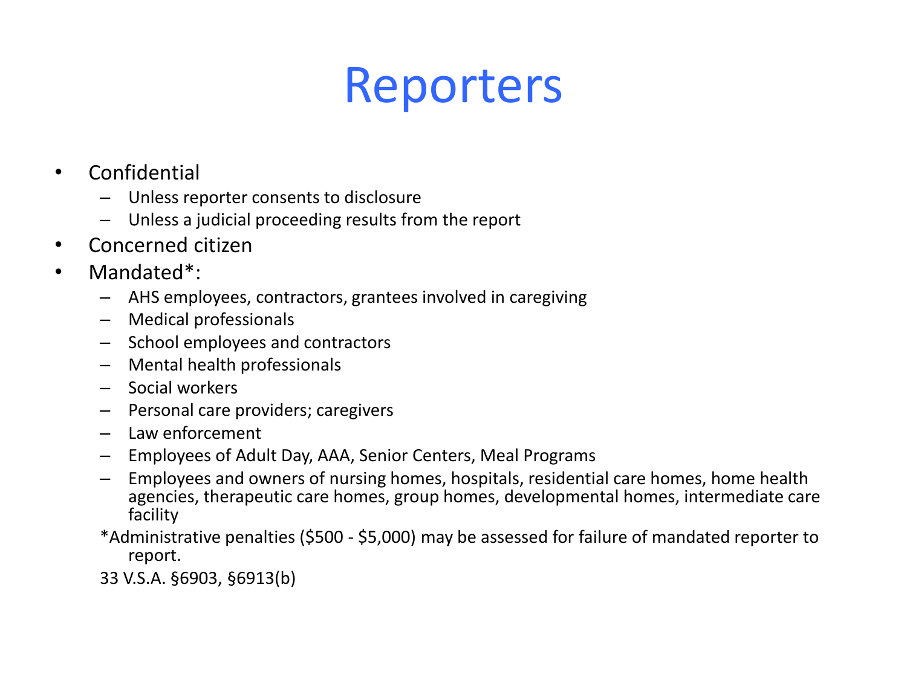# Reporters

- Confidential
  - Unless reporter consents to disclosure
  - Unless a judicial proceeding results from the report
- Concerned citizen
- Mandated*:
  - AHS employees, contractors, grantees involved in caregiving
  - Medical professionals
  - School employees and contractors
  - Mental health professionals
  - Social workers
  - Personal care providers; caregivers
  - Law enforcement
  - Employees of Adult Day, AAA, Senior Centers, Meal Programs
  - Employees and owners of nursing homes, hospitals, residential care homes, home health agencies, therapeutic care homes, group homes, developmental homes, intermediate care facility

*Administrative penalties ($500 - $5,000) may be assessed for failure of mandated reporter to report.

33 V.S.A. §6903, §6913(b)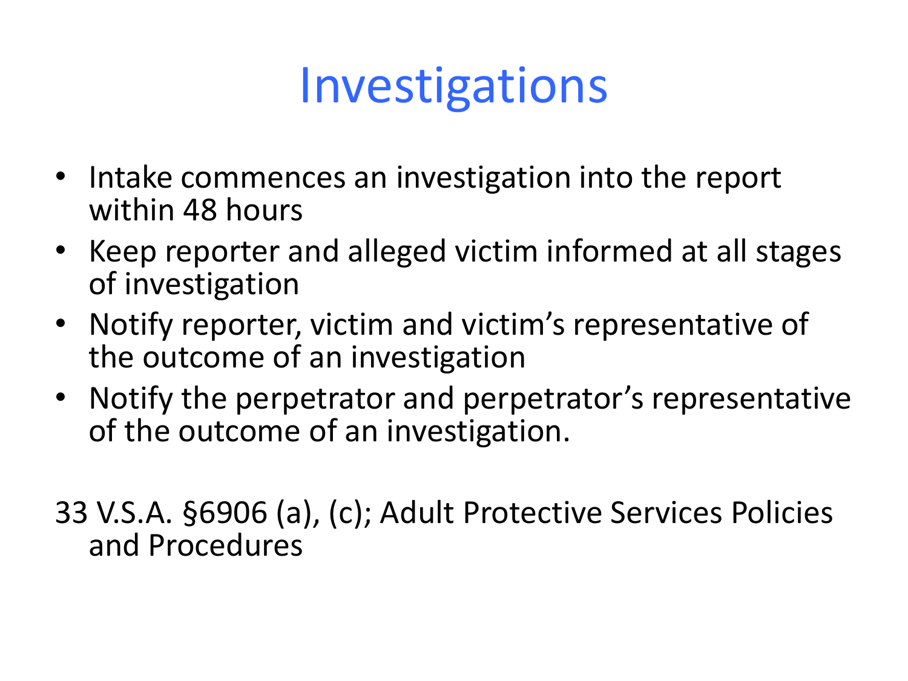# Investigations

- Intake commences an investigation into the report within 48 hours
- Keep reporter and alleged victim informed at all stages of investigation
- Notify reporter, victim and victim's representative of the outcome of an investigation
- Notify the perpetrator and perpetrator's representative of the outcome of an investigation.

33 V.S.A. §6906 (a), (c); Adult Protective Services Policies and Procedures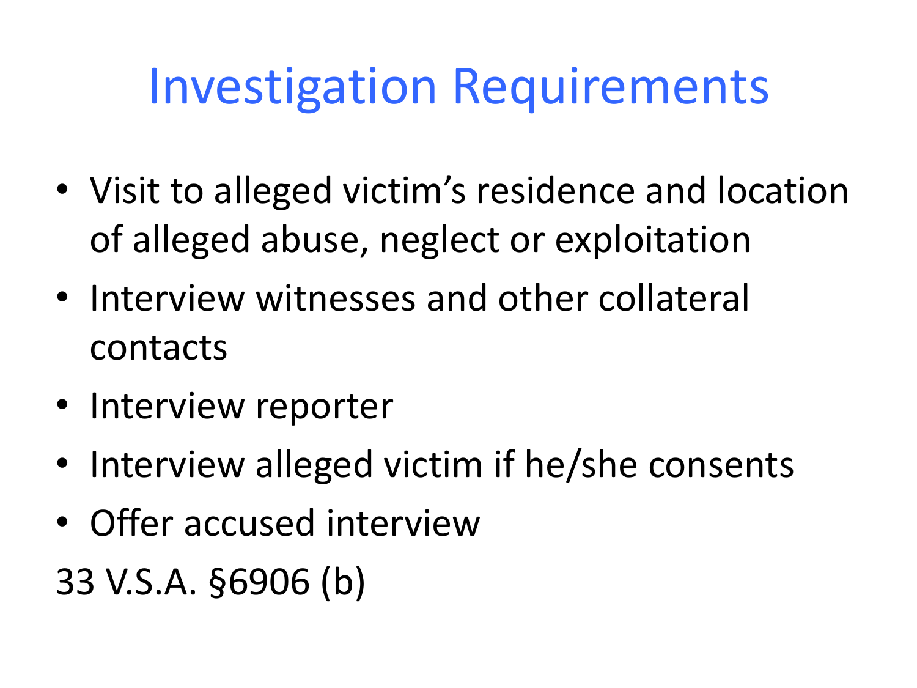# Investigation Requirements

- Visit to alleged victim's residence and location of alleged abuse, neglect or exploitation
- Interview witnesses and other collateral contacts
- Interview reporter
- Interview alleged victim if he/she consents
- Offer accused interview

33 V.S.A. §6906 (b)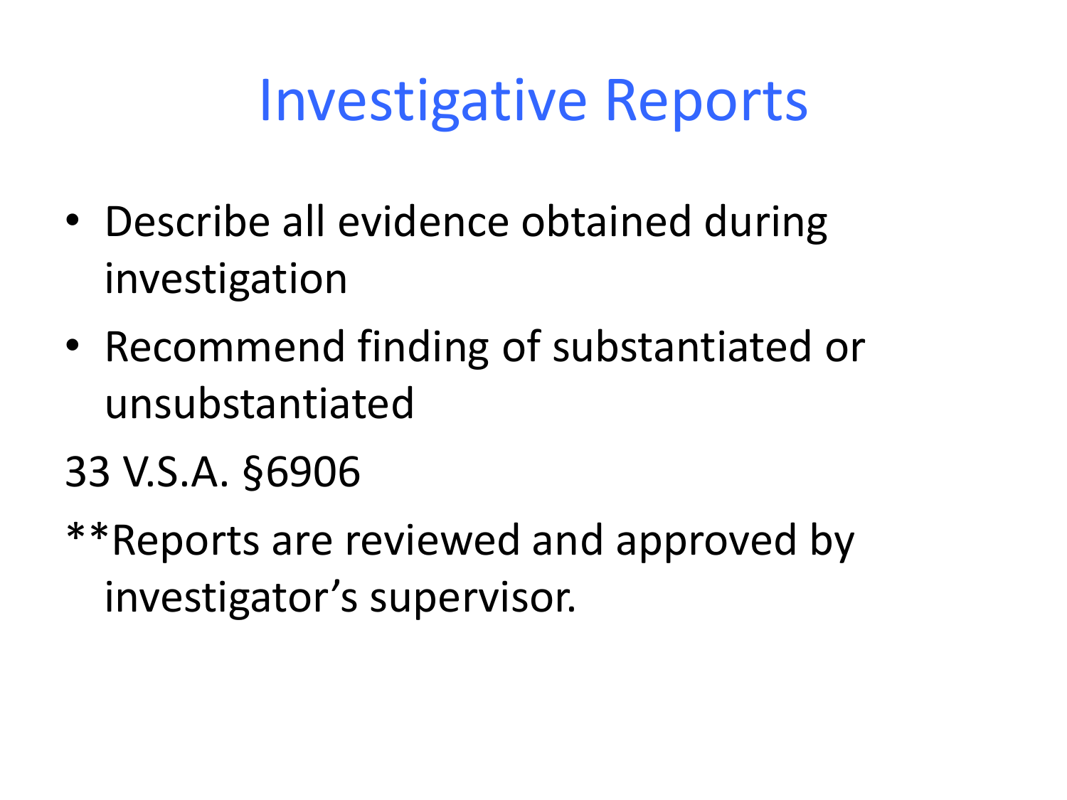# Investigative Reports

- Describe all evidence obtained during investigation
- Recommend finding of substantiated or unsubstantiated

33 V.S.A. §6906

**Reports are reviewed and approved by investigator's supervisor.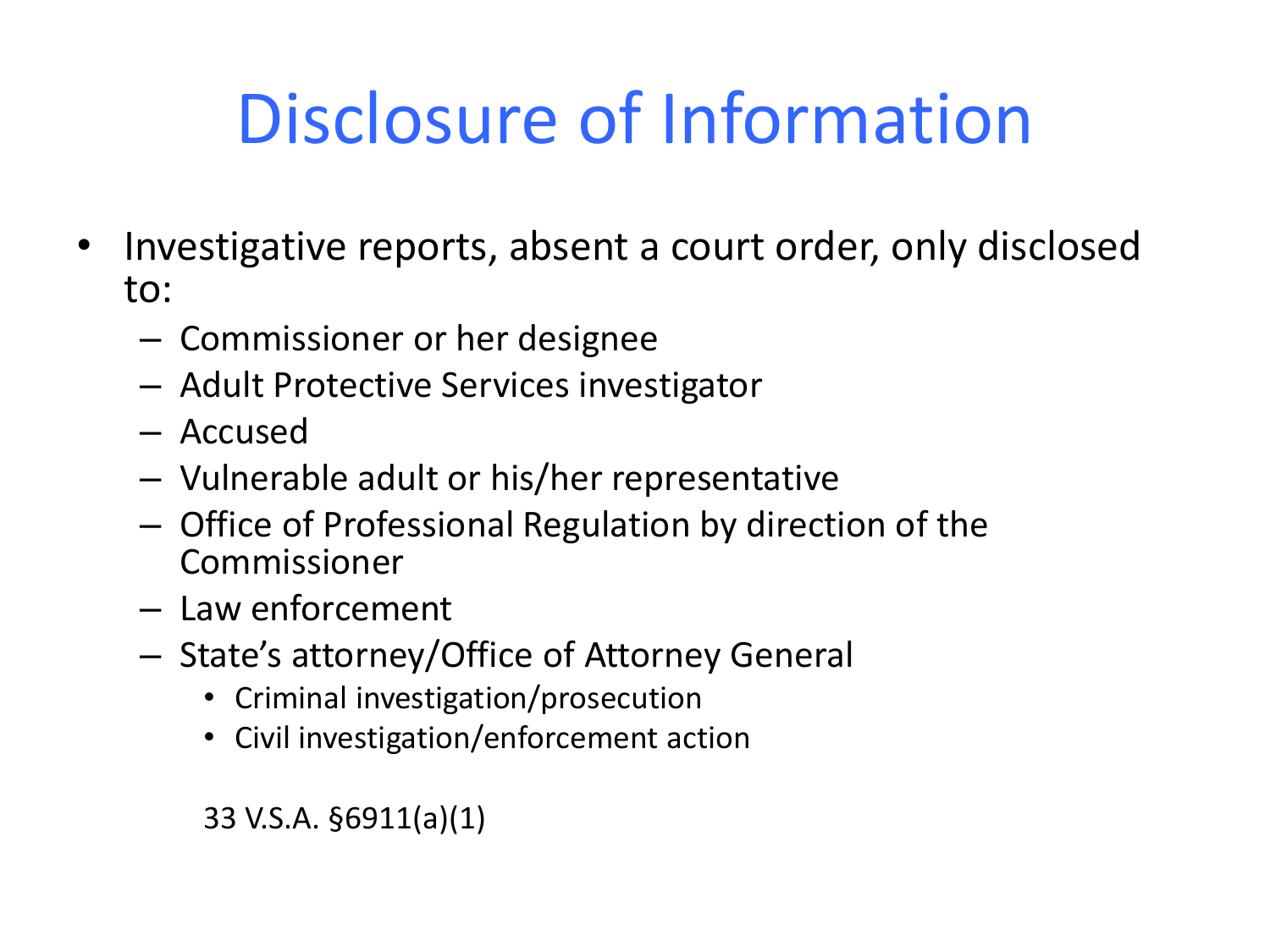# Disclosure of Information

- Investigative reports, absent a court order, only disclosed to:
  - Commissioner or her designee
  - Adult Protective Services investigator
  - Accused
  - Vulnerable adult or his/her representative
  - Office of Professional Regulation by direction of the Commissioner
  - Law enforcement
  - State's attorney/Office of Attorney General
    - Criminal investigation/prosecution
    - Civil investigation/enforcement action

33 V.S.A. §6911(a)(1)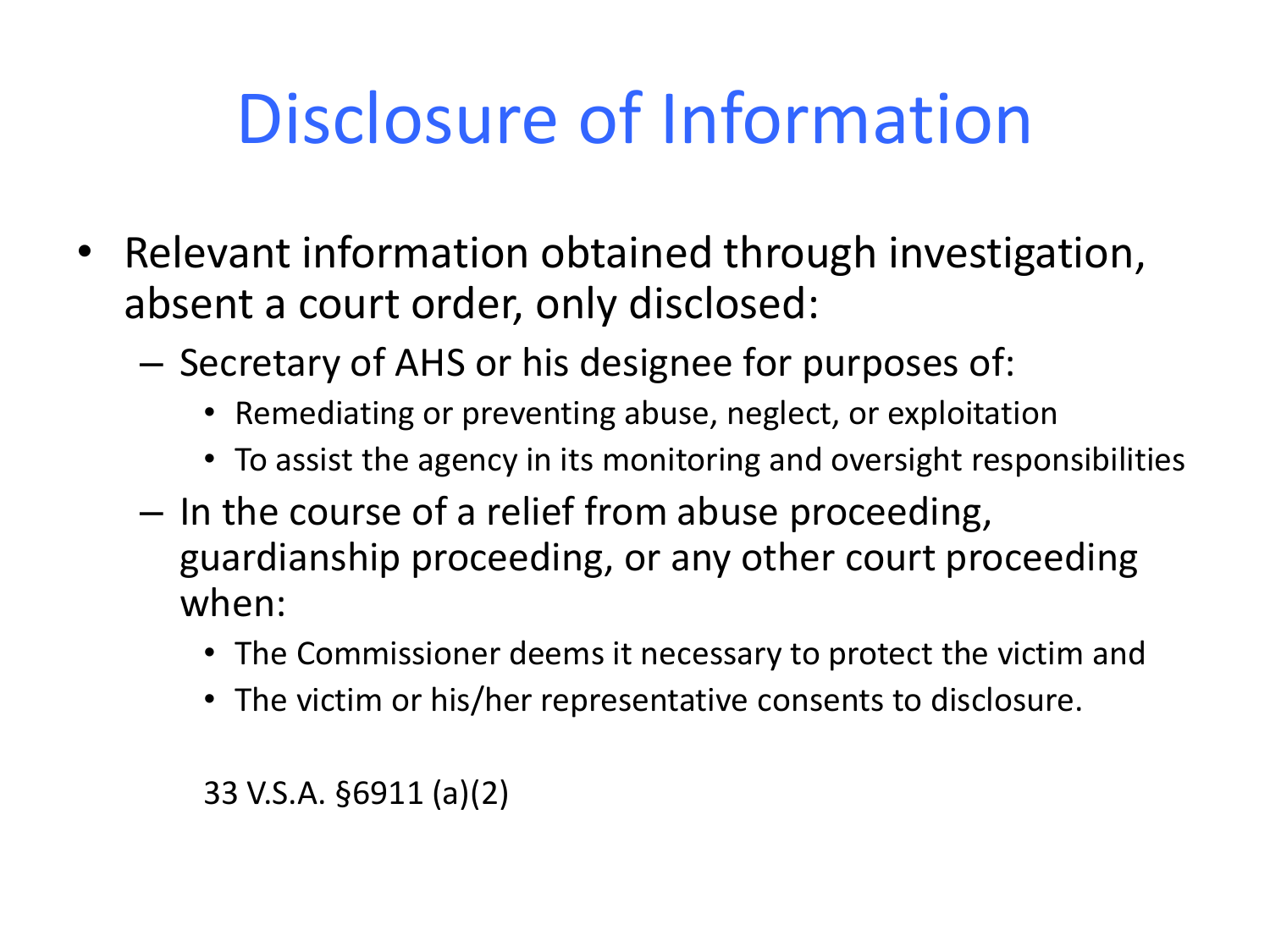# Disclosure of Information

- Relevant information obtained through investigation, absent a court order, only disclosed:
  - Secretary of AHS or his designee for purposes of:
    - Remediating or preventing abuse, neglect, or exploitation
    - To assist the agency in its monitoring and oversight responsibilities
  - In the course of a relief from abuse proceeding, guardianship proceeding, or any other court proceeding when:
    - The Commissioner deems it necessary to protect the victim and
    - The victim or his/her representative consents to disclosure.

33 V.S.A. §6911 (a)(2)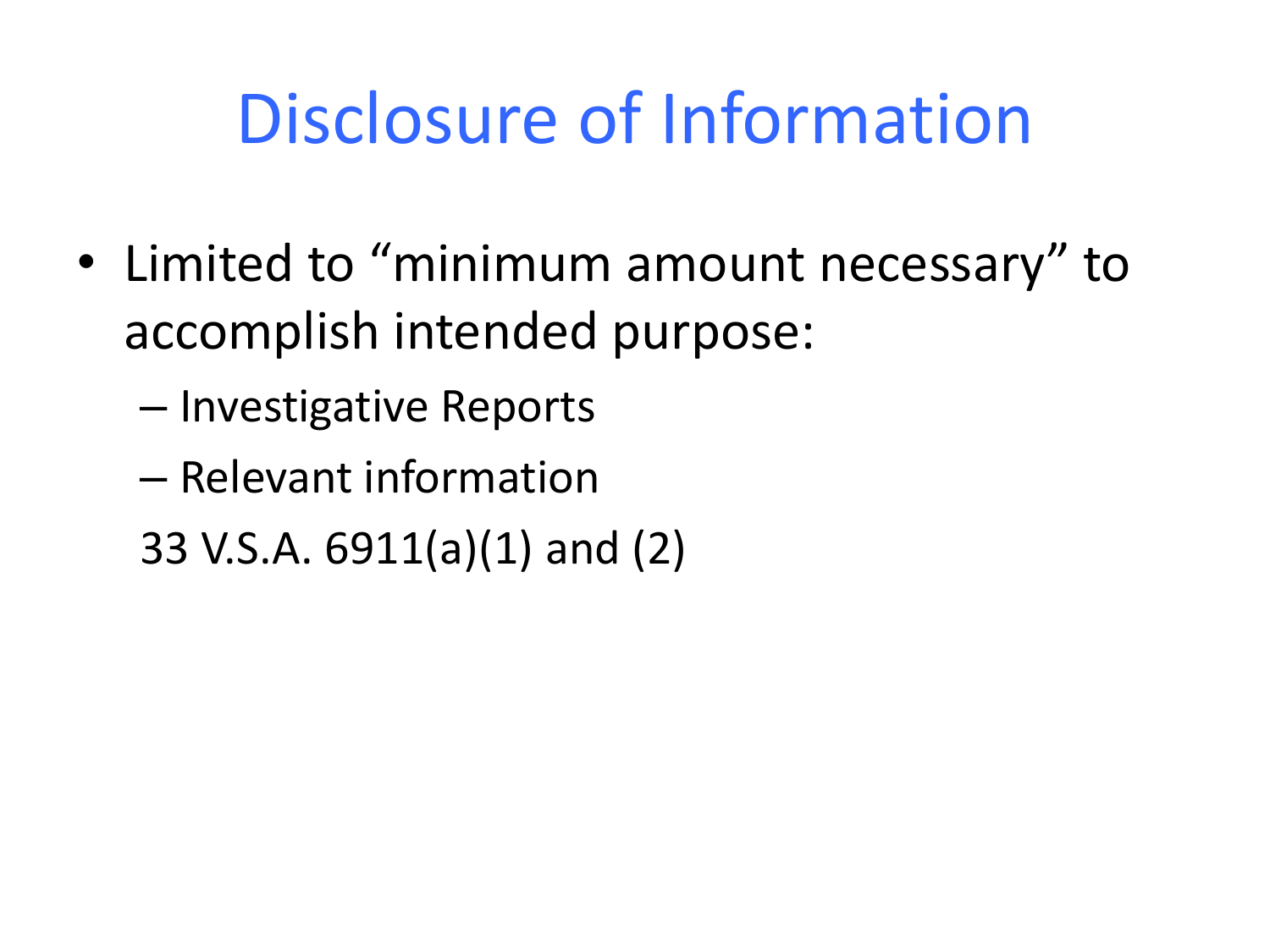# Disclosure of Information

- Limited to “minimum amount necessary” to accomplish intended purpose:
  - Investigative Reports
  - Relevant information

  33 V.S.A. 6911(a)(1) and (2)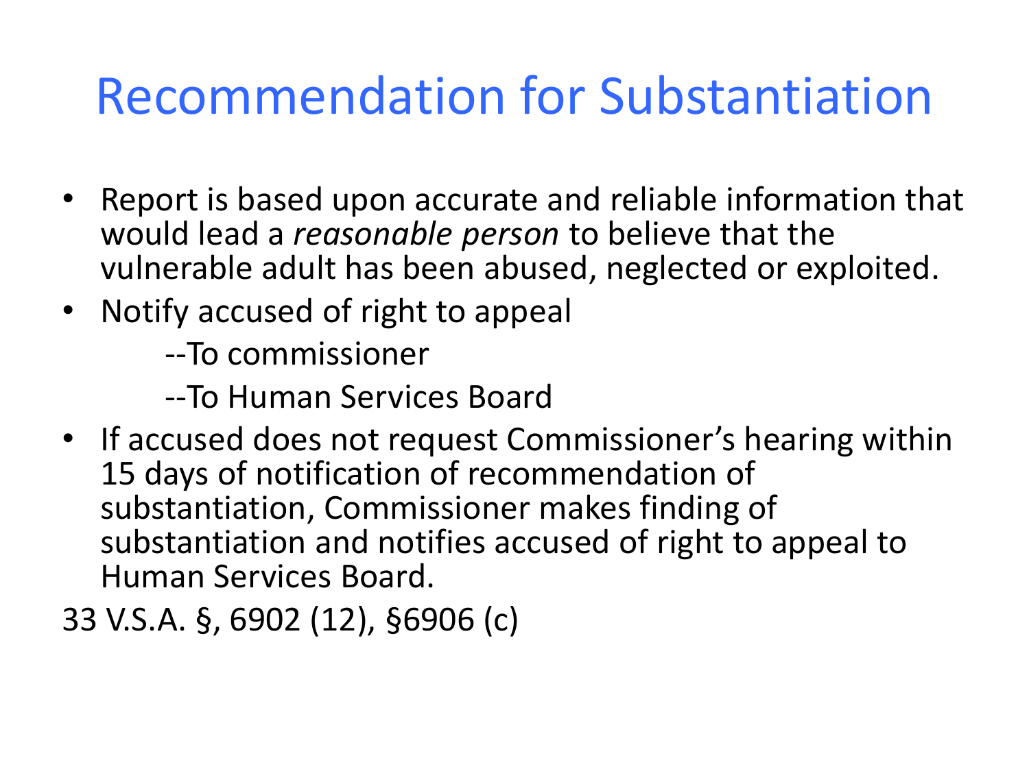# Recommendation for Substantiation

- Report is based upon accurate and reliable information that would lead a *reasonable person* to believe that the vulnerable adult has been abused, neglected or exploited.
- Notify accused of right to appeal

  --To commissioner

  --To Human Services Board
- If accused does not request Commissioner's hearing within 15 days of notification of recommendation of substantiation, Commissioner makes finding of substantiation and notifies accused of right to appeal to Human Services Board.

33 V.S.A. §, 6902 (12), §6906 (c)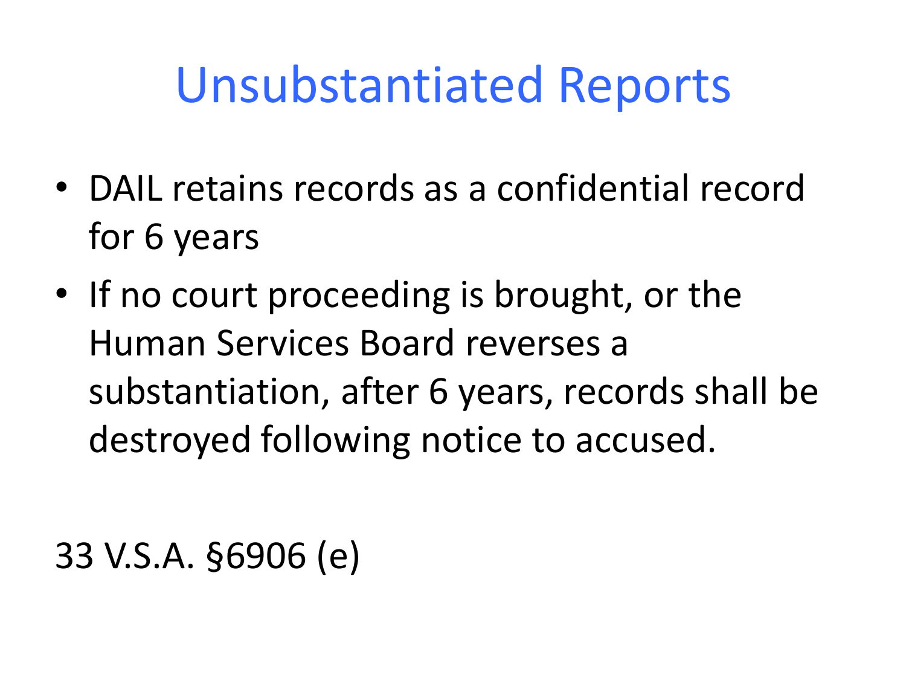# Unsubstantiated Reports

- DAIL retains records as a confidential record for 6 years
- If no court proceeding is brought, or the Human Services Board reverses a substantiation, after 6 years, records shall be destroyed following notice to accused.

33 V.S.A. §6906 (e)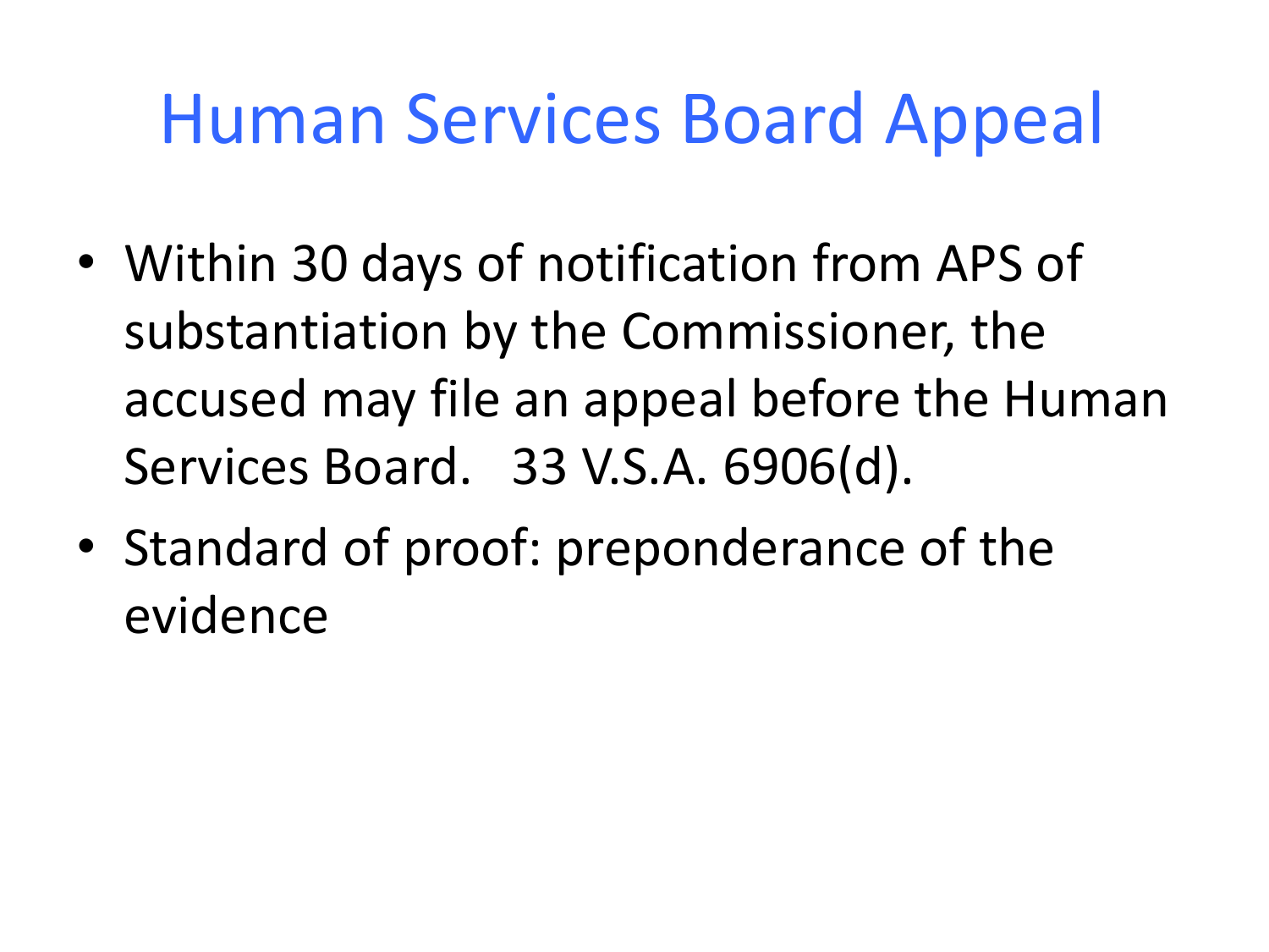# Human Services Board Appeal

- Within 30 days of notification from APS of substantiation by the Commissioner, the accused may file an appeal before the Human Services Board. 33 V.S.A. 6906(d).
- Standard of proof: preponderance of the evidence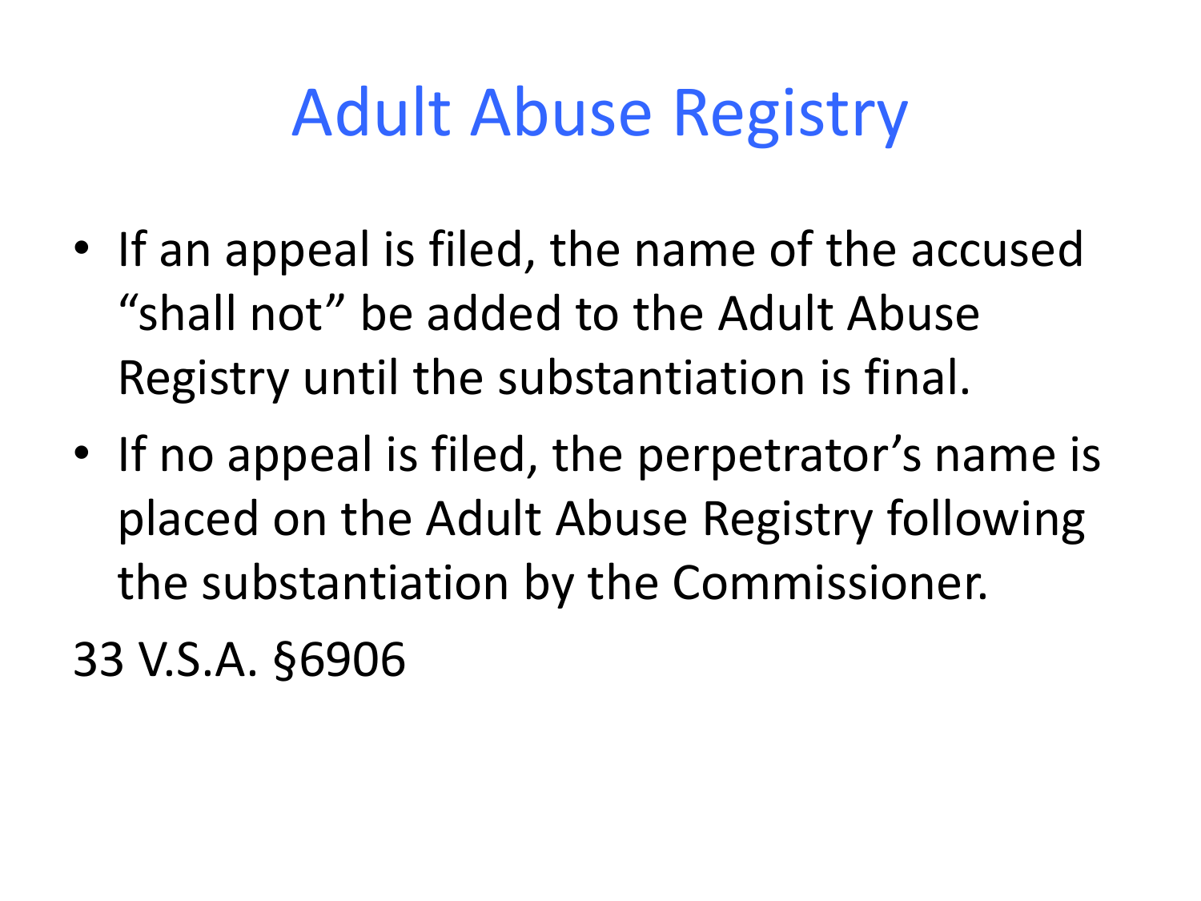# Adult Abuse Registry

- If an appeal is filed, the name of the accused “shall not” be added to the Adult Abuse Registry until the substantiation is final.
- If no appeal is filed, the perpetrator’s name is placed on the Adult Abuse Registry following the substantiation by the Commissioner.

33 V.S.A. §6906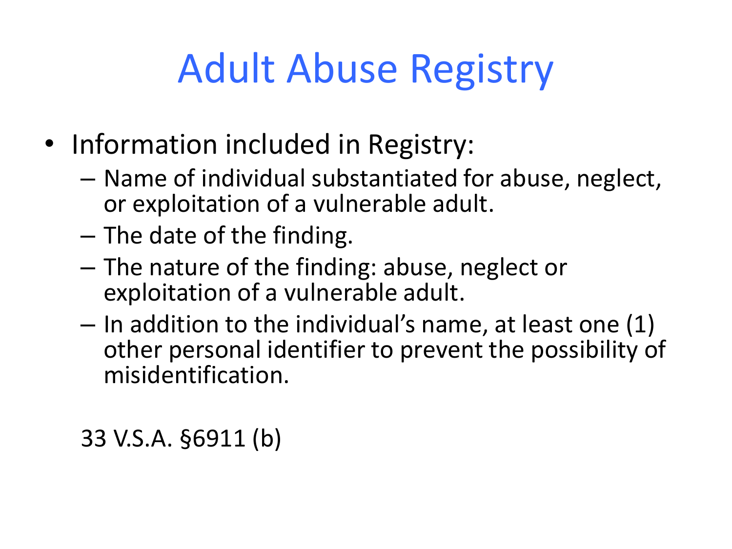# Adult Abuse Registry

- Information included in Registry:
  - Name of individual substantiated for abuse, neglect, or exploitation of a vulnerable adult.
  - The date of the finding.
  - The nature of the finding: abuse, neglect or exploitation of a vulnerable adult.
  - In addition to the individual's name, at least one (1) other personal identifier to prevent the possibility of misidentification.

33 V.S.A. §6911 (b)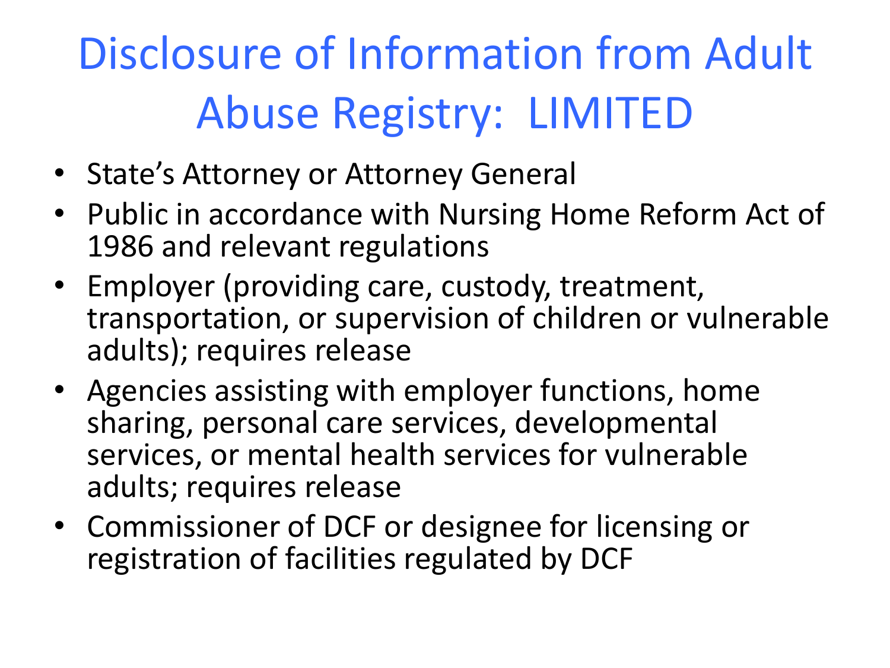# Disclosure of Information from Adult Abuse Registry: LIMITED

- State's Attorney or Attorney General
- Public in accordance with Nursing Home Reform Act of 1986 and relevant regulations
- Employer (providing care, custody, treatment, transportation, or supervision of children or vulnerable adults); requires release
- Agencies assisting with employer functions, home sharing, personal care services, developmental services, or mental health services for vulnerable adults; requires release
- Commissioner of DCF or designee for licensing or registration of facilities regulated by DCF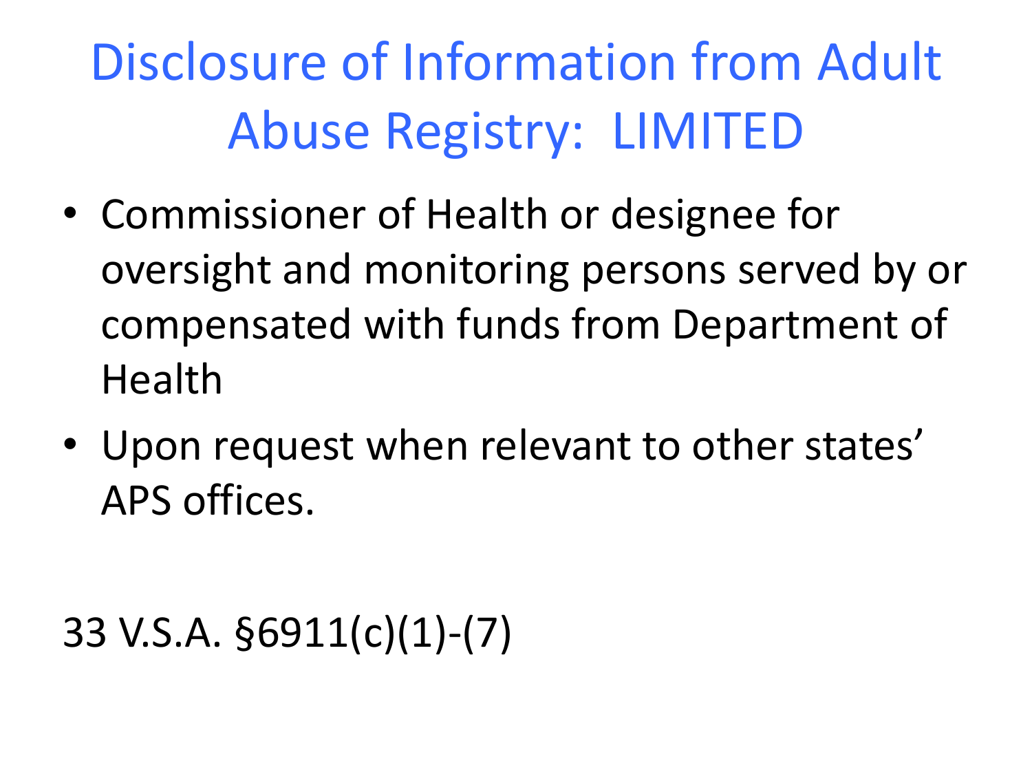# Disclosure of Information from Adult Abuse Registry: LIMITED

- Commissioner of Health or designee for oversight and monitoring persons served by or compensated with funds from Department of Health
- Upon request when relevant to other states' APS offices.

33 V.S.A. §6911(c)(1)-(7)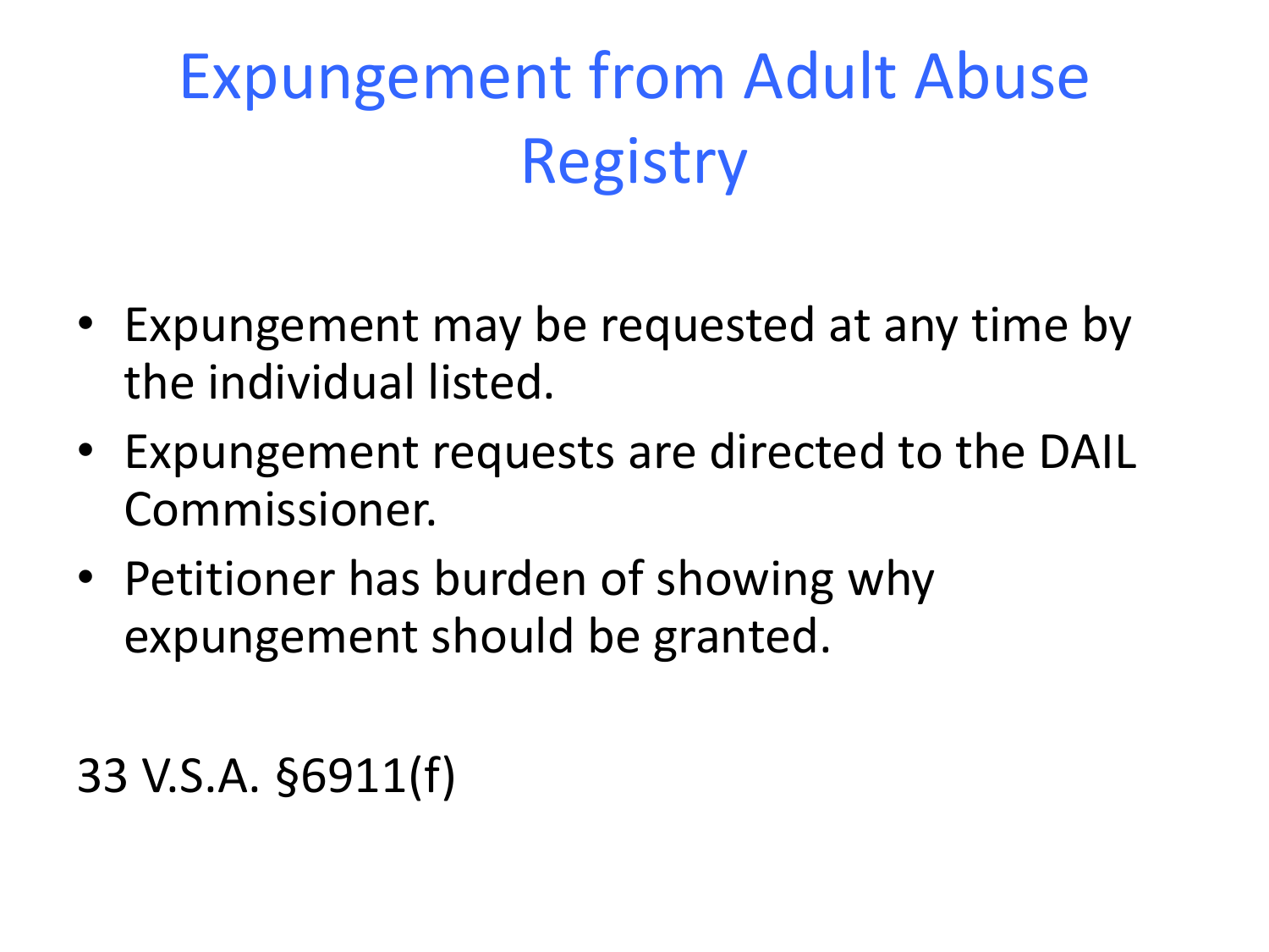# Expungement from Adult Abuse Registry

- Expungement may be requested at any time by the individual listed.
- Expungement requests are directed to the DAIL Commissioner.
- Petitioner has burden of showing why expungement should be granted.

33 V.S.A. §6911(f)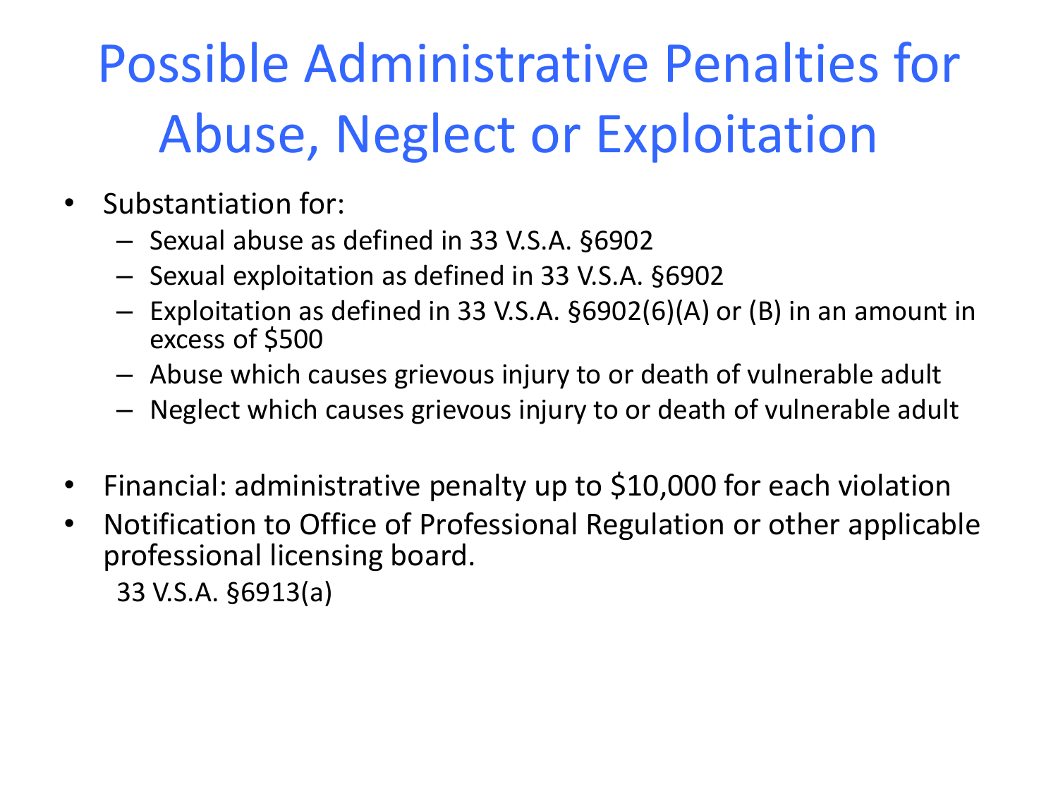# Possible Administrative Penalties for Abuse, Neglect or Exploitation

- Substantiation for:
  - Sexual abuse as defined in 33 V.S.A. §6902
  - Sexual exploitation as defined in 33 V.S.A. §6902
  - Exploitation as defined in 33 V.S.A. §6902(6)(A) or (B) in an amount in excess of $500
  - Abuse which causes grievous injury to or death of vulnerable adult
  - Neglect which causes grievous injury to or death of vulnerable adult

- Financial: administrative penalty up to $10,000 for each violation
- Notification to Office of Professional Regulation or other applicable professional licensing board.

  33 V.S.A. §6913(a)